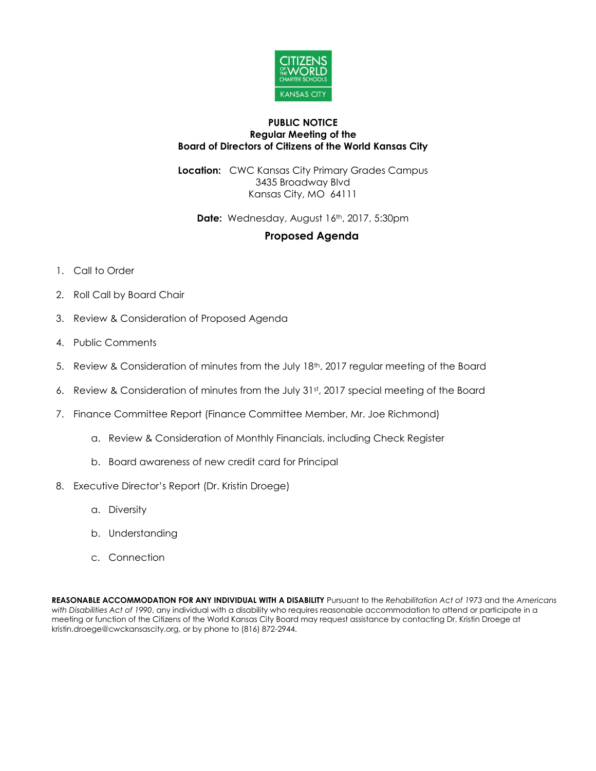**PUBLIC NOTICE**
**Regular Meeting of the**
**Board of Directors of Citizens of the World Kansas City**

**Location:** CWC Kansas City Primary Grades Campus
3435 Broadway Blvd
Kansas City, MO 64111

**Date:** Wednesday, August 16th, 2017, 5:30pm

## Proposed Agenda

1. Call to Order
2. Roll Call by Board Chair
3. Review & Consideration of Proposed Agenda
4. Public Comments
5. Review & Consideration of minutes from the July 18th, 2017 regular meeting of the Board
6. Review & Consideration of minutes from the July 31st, 2017 special meeting of the Board
7. Finance Committee Report (Finance Committee Member, Mr. Joe Richmond)
   a. Review & Consideration of Monthly Financials, including Check Register
   b. Board awareness of new credit card for Principal
8. Executive Director's Report (Dr. Kristin Droege)
   a. Diversity
   b. Understanding
   c. Connection

**REASONABLE ACCOMMODATION FOR ANY INDIVIDUAL WITH A DISABILITY** Pursuant to the *Rehabilitation Act of 1973* and the *Americans with Disabilities Act of 1990*, any individual with a disability who requires reasonable accommodation to attend or participate in a meeting or function of the Citizens of the World Kansas City Board may request assistance by contacting Dr. Kristin Droege at kristin.droege@cwckansascity.org, or by phone to (816) 872-2944.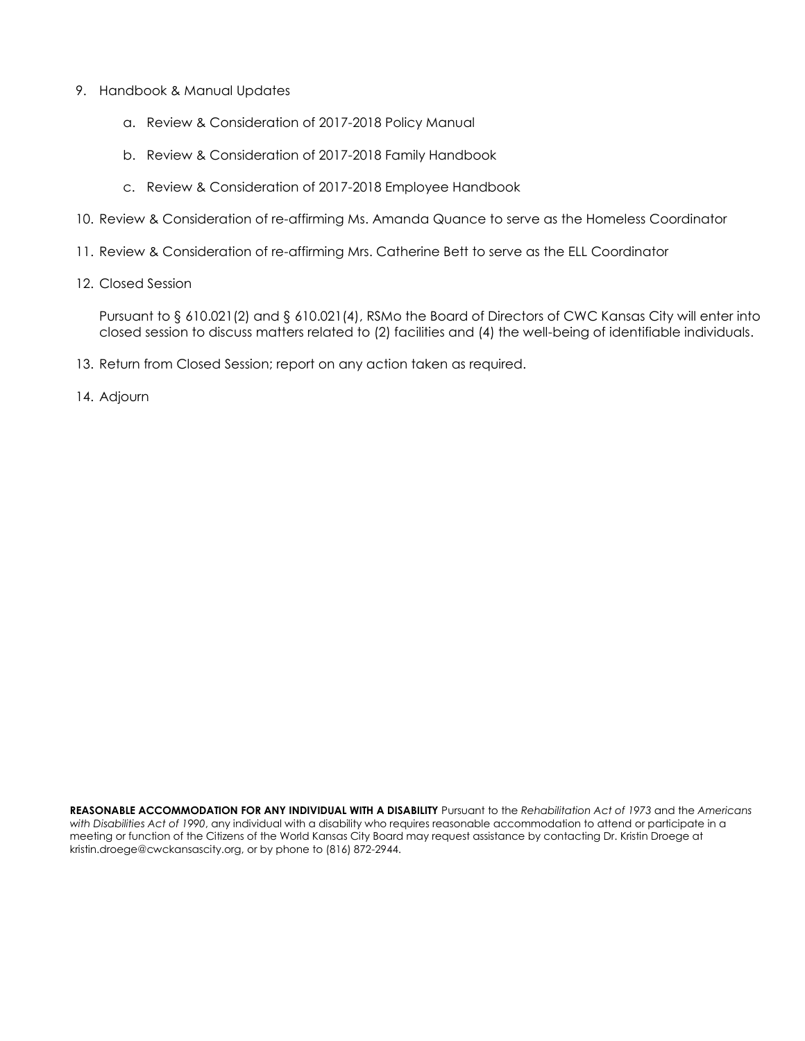9. Handbook & Manual Updates

    a. Review & Consideration of 2017-2018 Policy Manual

    b. Review & Consideration of 2017-2018 Family Handbook

    c. Review & Consideration of 2017-2018 Employee Handbook

10. Review & Consideration of re-affirming Ms. Amanda Quance to serve as the Homeless Coordinator

11. Review & Consideration of re-affirming Mrs. Catherine Bett to serve as the ELL Coordinator

12. Closed Session

    Pursuant to § 610.021(2) and § 610.021(4), RSMo the Board of Directors of CWC Kansas City will enter into closed session to discuss matters related to (2) facilities and (4) the well-being of identifiable individuals.

13. Return from Closed Session; report on any action taken as required.

14. Adjourn

**REASONABLE ACCOMMODATION FOR ANY INDIVIDUAL WITH A DISABILITY** Pursuant to the *Rehabilitation Act of 1973* and the *Americans with Disabilities Act of 1990*, any individual with a disability who requires reasonable accommodation to attend or participate in a meeting or function of the Citizens of the World Kansas City Board may request assistance by contacting Dr. Kristin Droege at kristin.droege@cwckansascity.org, or by phone to (816) 872-2944.